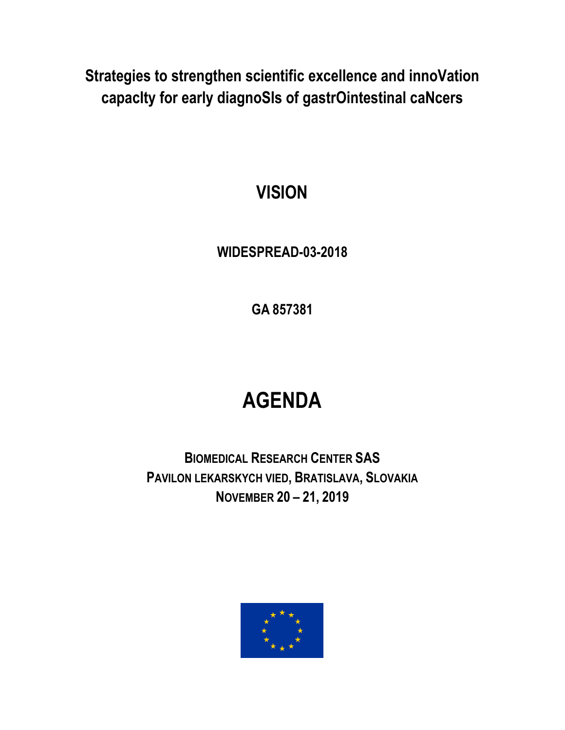**Strategies to strengthen scientific excellence and innoVation capacIty for early diagnoSIs of gastrOintestinal caNcers**

# VISION

**WIDESPREAD-03-2018**

**GA 857381**

# AGENDA

**BIOMEDICAL RESEARCH CENTER SAS**
**PAVILON LEKARSKYCH VIED, BRATISLAVA, SLOVAKIA**
**NOVEMBER 20 – 21, 2019**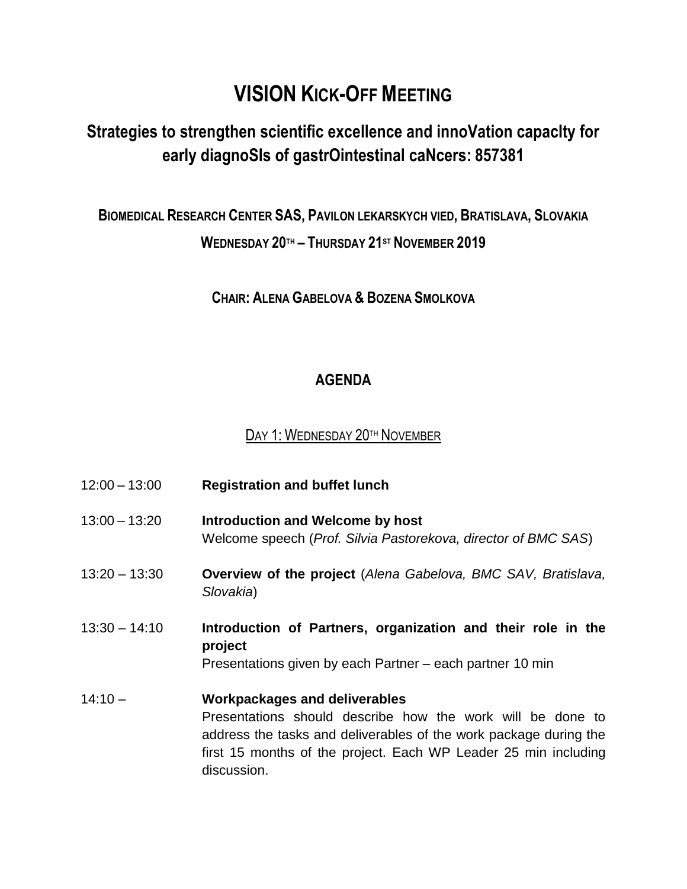# VISION KICK-OFF MEETING

## Strategies to strengthen scientific excellence and innoVation capacIty for early diagnoSIs of gastrOintestinal caNcers: 857381

**BIOMEDICAL RESEARCH CENTER SAS, PAVILON LEKARSKYCH VIED, BRATISLAVA, SLOVAKIA**

**WEDNESDAY 20TH – THURSDAY 21ST NOVEMBER 2019**

**CHAIR: ALENA GABELOVA & BOZENA SMOLKOVA**

## AGENDA

### DAY 1: WEDNESDAY 20TH NOVEMBER

12:00 – 13:00 **Registration and buffet lunch**

13:00 – 13:20 **Introduction and Welcome by host**
Welcome speech (*Prof. Silvia Pastorekova, director of BMC SAS*)

13:20 – 13:30 **Overview of the project** (*Alena Gabelova, BMC SAV, Bratislava, Slovakia*)

13:30 – 14:10 **Introduction of Partners, organization and their role in the project**
Presentations given by each Partner – each partner 10 min

14:10 – **Workpackages and deliverables**
Presentations should describe how the work will be done to address the tasks and deliverables of the work package during the first 15 months of the project. Each WP Leader 25 min including discussion.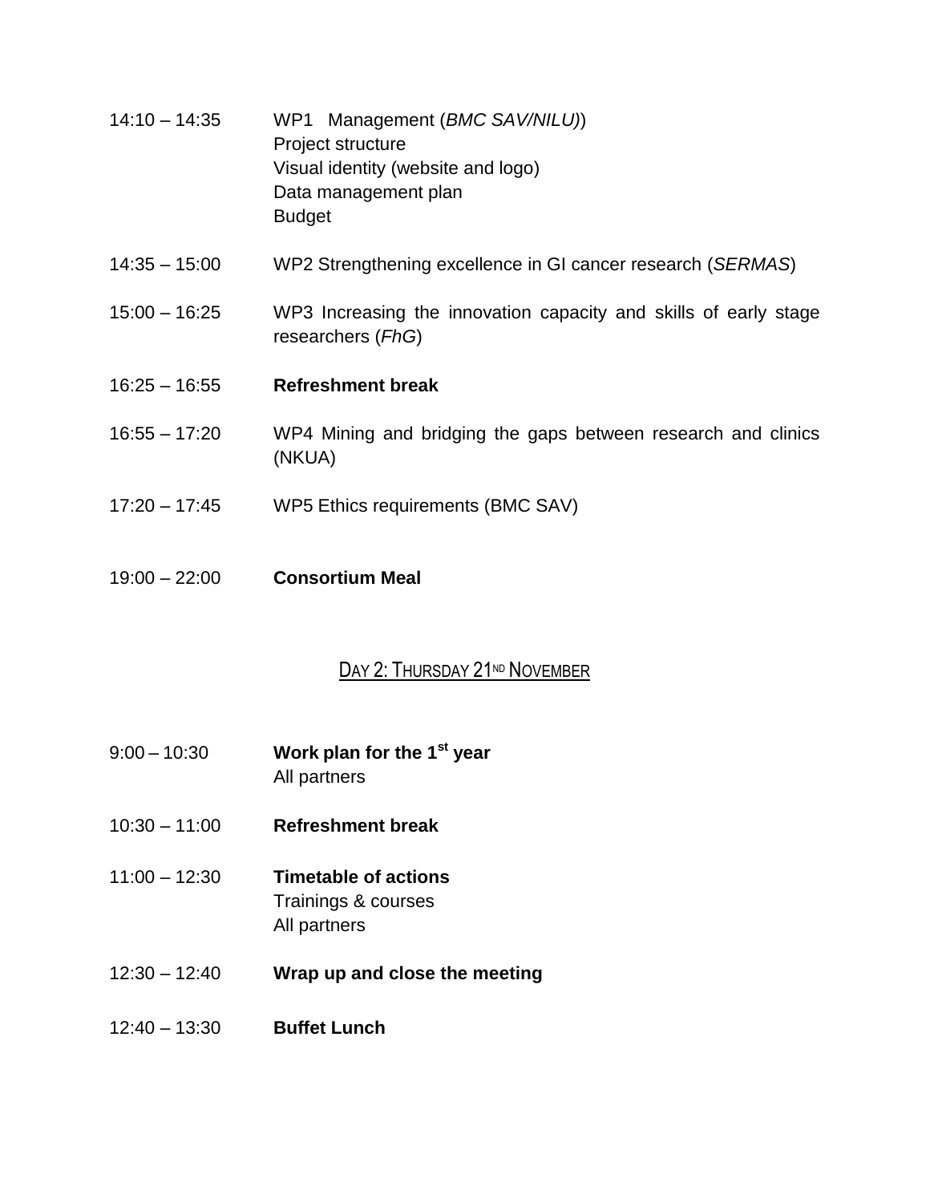14:10 – 14:35 WP1 Management (*BMC SAV/NILU)*)
Project structure
Visual identity (website and logo)
Data management plan
Budget

14:35 – 15:00 WP2 Strengthening excellence in GI cancer research (*SERMAS*)

15:00 – 16:25 WP3 Increasing the innovation capacity and skills of early stage researchers (*FhG*)

16:25 – 16:55 **Refreshment break**

16:55 – 17:20 WP4 Mining and bridging the gaps between research and clinics (NKUA)

17:20 – 17:45 WP5 Ethics requirements (BMC SAV)

19:00 – 22:00 **Consortium Meal**

## DAY 2: THURSDAY 21ND NOVEMBER

9:00 – 10:30 **Work plan for the 1st year**
All partners

10:30 – 11:00 **Refreshment break**

11:00 – 12:30 **Timetable of actions**
Trainings & courses
All partners

12:30 – 12:40 **Wrap up and close the meeting**

12:40 – 13:30 **Buffet Lunch**